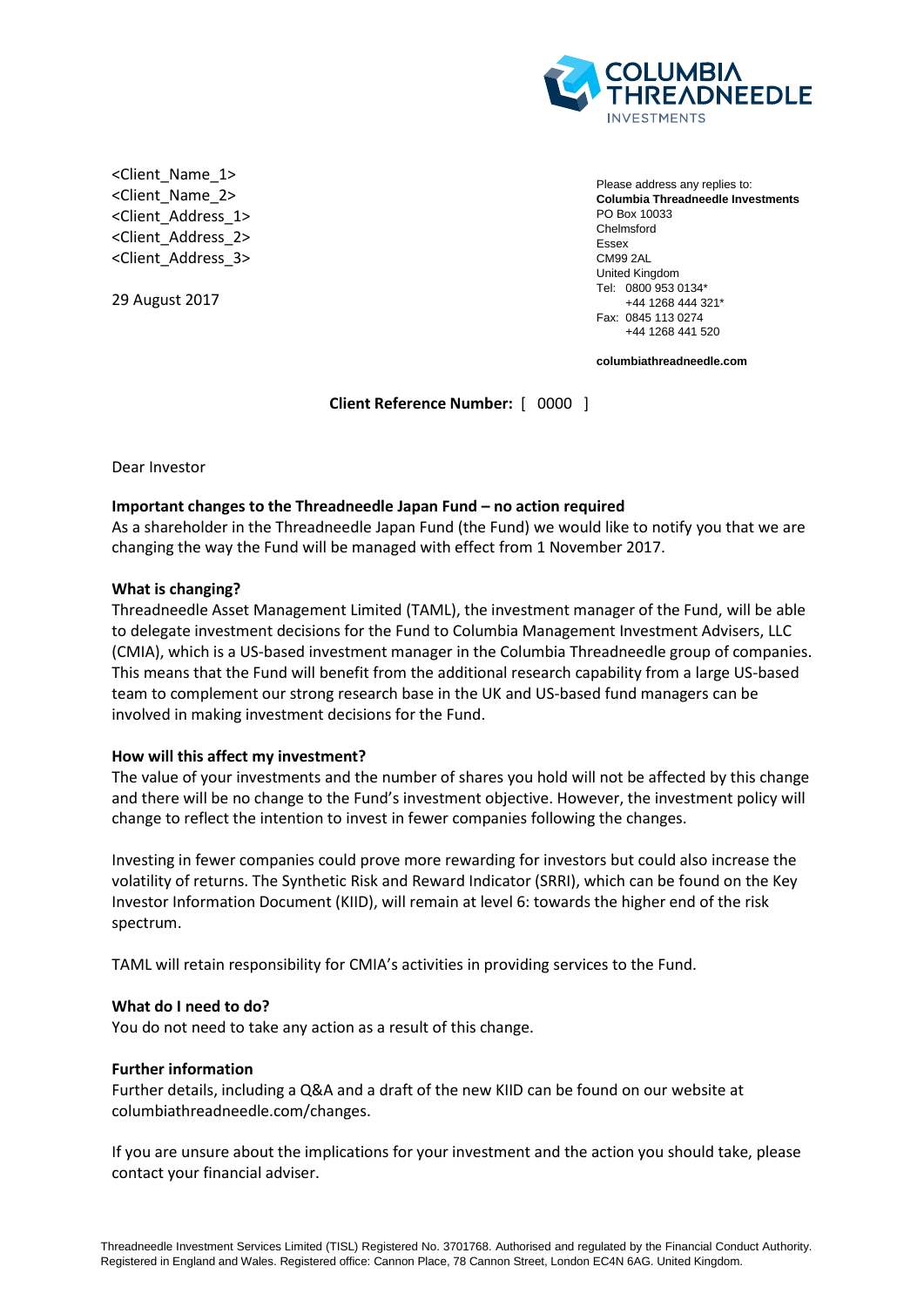COLUMBIA THREADNEEDLE INVESTMENTS

<Client_Name_1>
<Client_Name_2>
<Client_Address_1>
<Client_Address_2>
<Client_Address_3>

29 August 2017

Please address any replies to:
**Columbia Threadneedle Investments**
PO Box 10033
Chelmsford
Essex
CM99 2AL
United Kingdom
Tel: 0800 953 0134*
+44 1268 444 321*
Fax: 0845 113 0274
+44 1268 441 520

**columbiathreadneedle.com**

**Client Reference Number:** [ 0000 ]

Dear Investor

**Important changes to the Threadneedle Japan Fund – no action required**

As a shareholder in the Threadneedle Japan Fund (the Fund) we would like to notify you that we are changing the way the Fund will be managed with effect from 1 November 2017.

**What is changing?**

Threadneedle Asset Management Limited (TAML), the investment manager of the Fund, will be able to delegate investment decisions for the Fund to Columbia Management Investment Advisers, LLC (CMIA), which is a US-based investment manager in the Columbia Threadneedle group of companies. This means that the Fund will benefit from the additional research capability from a large US-based team to complement our strong research base in the UK and US-based fund managers can be involved in making investment decisions for the Fund.

**How will this affect my investment?**

The value of your investments and the number of shares you hold will not be affected by this change and there will be no change to the Fund's investment objective. However, the investment policy will change to reflect the intention to invest in fewer companies following the changes.

Investing in fewer companies could prove more rewarding for investors but could also increase the volatility of returns. The Synthetic Risk and Reward Indicator (SRRI), which can be found on the Key Investor Information Document (KIID), will remain at level 6: towards the higher end of the risk spectrum.

TAML will retain responsibility for CMIA's activities in providing services to the Fund.

**What do I need to do?**

You do not need to take any action as a result of this change.

**Further information**

Further details, including a Q&A and a draft of the new KIID can be found on our website at columbiathreadneedle.com/changes.

If you are unsure about the implications for your investment and the action you should take, please contact your financial adviser.

Threadneedle Investment Services Limited (TISL) Registered No. 3701768. Authorised and regulated by the Financial Conduct Authority. Registered in England and Wales. Registered office: Cannon Place, 78 Cannon Street, London EC4N 6AG. United Kingdom.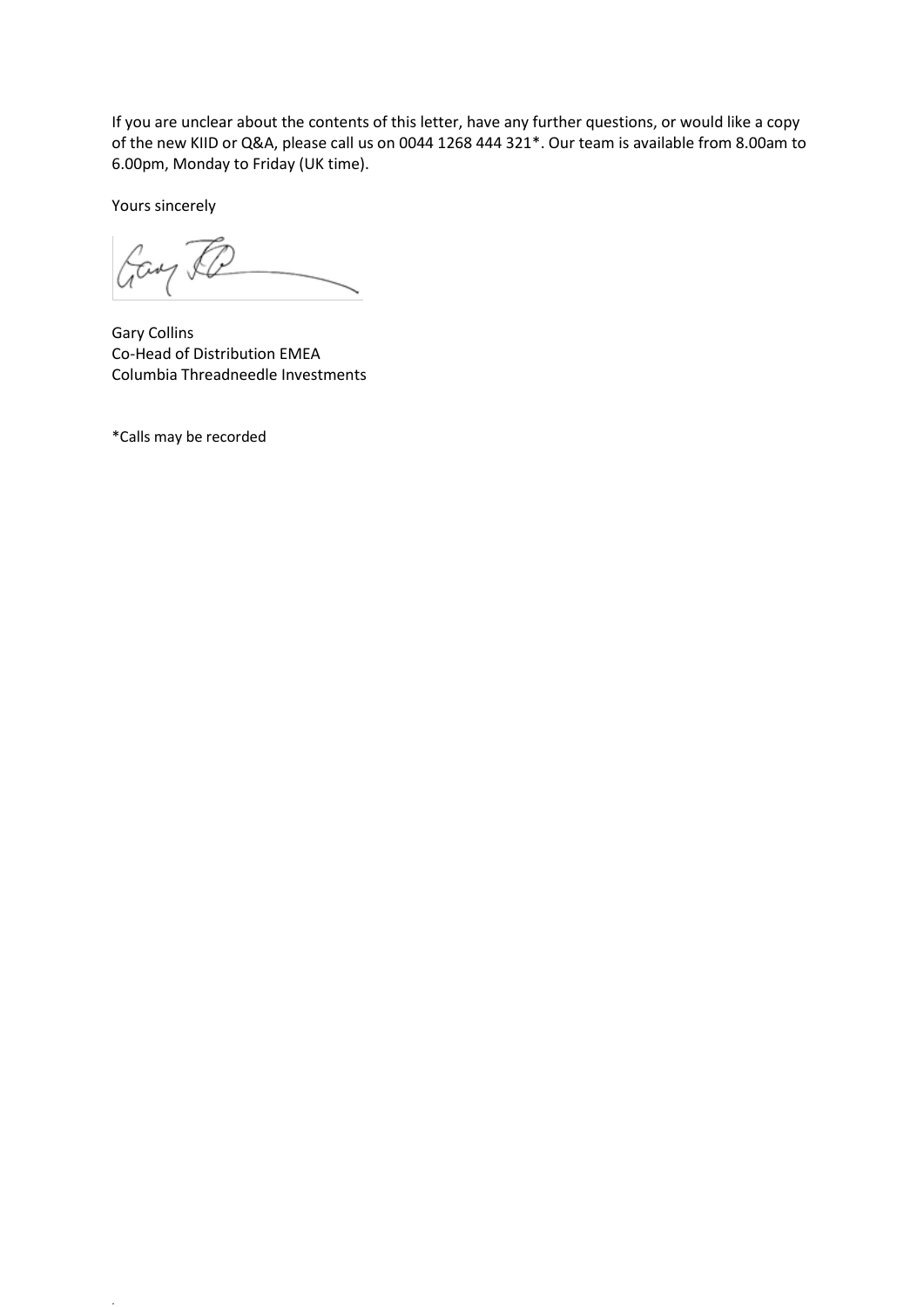If you are unclear about the contents of this letter, have any further questions, or would like a copy of the new KIID or Q&A, please call us on 0044 1268 444 321*. Our team is available from 8.00am to 6.00pm, Monday to Friday (UK time).

Yours sincerely

Gary Collins
Co-Head of Distribution EMEA
Columbia Threadneedle Investments

*Calls may be recorded